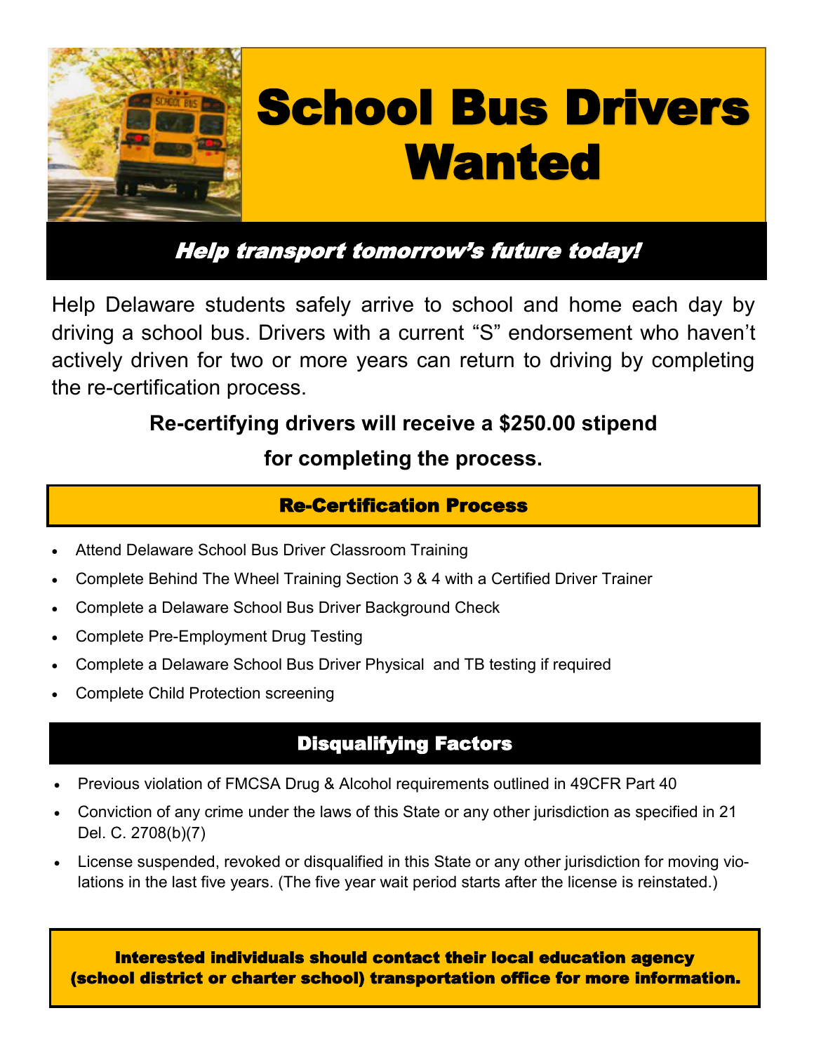# School Bus Drivers Wanted

***Help transport tomorrow's future today!***

Help Delaware students safely arrive to school and home each day by driving a school bus. Drivers with a current "S" endorsement who haven't actively driven for two or more years can return to driving by completing the re-certification process.

**Re-certifying drivers will receive a $250.00 stipend for completing the process.**

## Re-Certification Process

- Attend Delaware School Bus Driver Classroom Training
- Complete Behind The Wheel Training Section 3 & 4 with a Certified Driver Trainer
- Complete a Delaware School Bus Driver Background Check
- Complete Pre-Employment Drug Testing
- Complete a Delaware School Bus Driver Physical and TB testing if required
- Complete Child Protection screening

## Disqualifying Factors

- Previous violation of FMCSA Drug & Alcohol requirements outlined in 49CFR Part 40
- Conviction of any crime under the laws of this State or any other jurisdiction as specified in 21 Del. C. 2708(b)(7)
- License suspended, revoked or disqualified in this State or any other jurisdiction for moving violations in the last five years. (The five year wait period starts after the license is reinstated.)

**Interested individuals should contact their local education agency (school district or charter school) transportation office for more information.**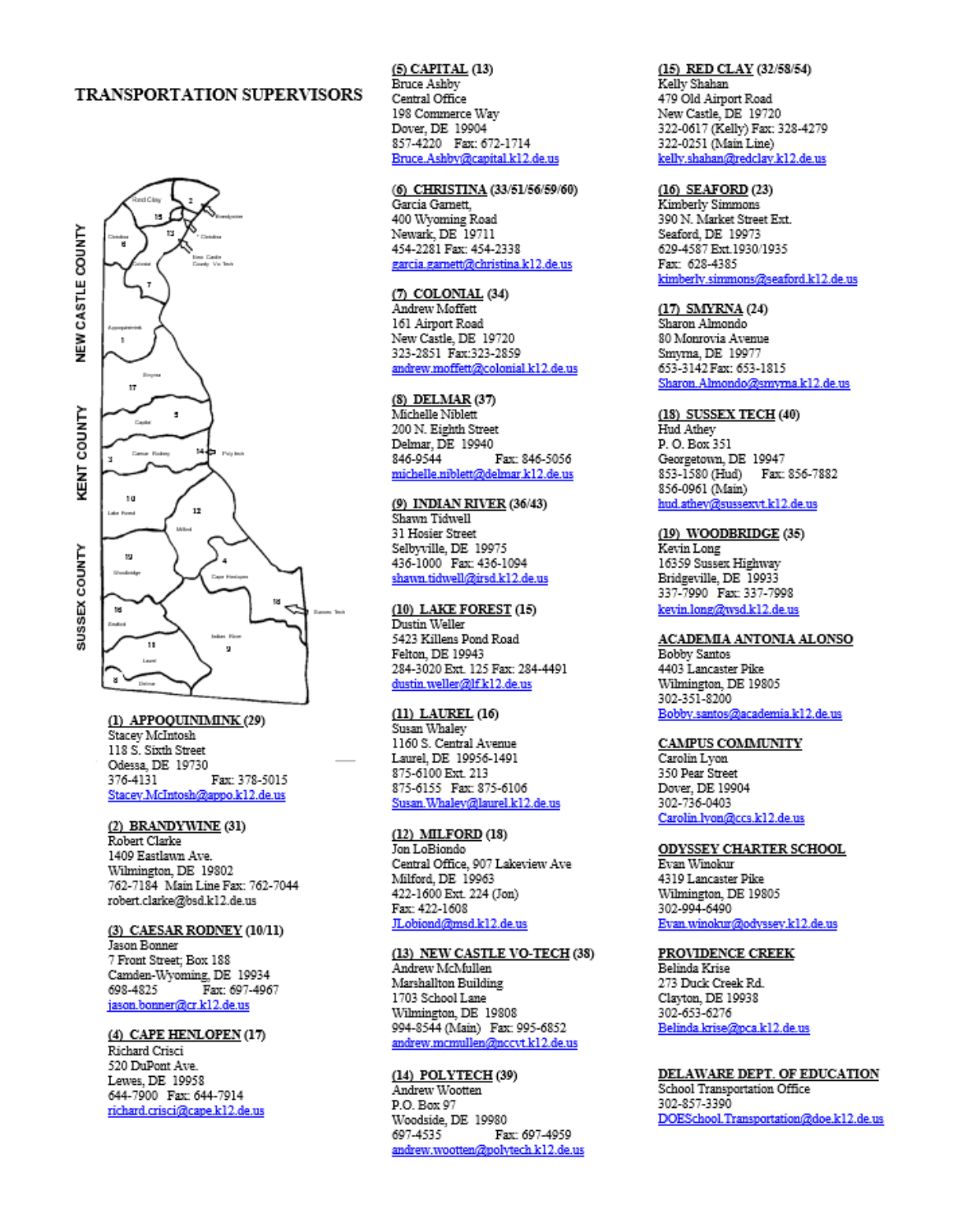# TRANSPORTATION SUPERVISORS

NEW CASTLE COUNTY

KENT COUNTY

SUSSEX COUNTY

Red Clay
2
15
Brandywine
Christina
6
13
Christina
Colonial
New Castle County Vo-Tech
7
Appoquinimink
1
Smyrna
17
5
Capital
Caesar Rodney
14
Polytech
3
10
Lake Forest
12
Milford
19
Woodbridge
4
Cape Henlopen
18
Sussex Tech
16
Seaford
Indian River
11
9
Laurel
8
Delmar

**(1) APPOQUINIMINK** (29)
Stacey McIntosh
118 S. Sixth Street
Odessa, DE 19730
376-4131 Fax: 378-5015
Stacey.McIntosh@appo.k12.de.us

**(2) BRANDYWINE** (31)
Robert Clarke
1409 Eastlawn Ave.
Wilmington, DE 19802
762-7184 Main Line Fax: 762-7044
robert.clarke@bsd.k12.de.us

**(3) CAESAR RODNEY** (10/11)
Jason Bonner
7 Front Street; Box 188
Camden-Wyoming, DE 19934
698-4825 Fax: 697-4967
jason.bonner@cr.k12.de.us

**(4) CAPE HENLOPEN** (17)
Richard Crisci
520 DuPont Ave.
Lewes, DE 19958
644-7900 Fax: 644-7914
richard.crisci@cape.k12.de.us

**(5) CAPITAL** (13)
Bruce Ashby
Central Office
198 Commerce Way
Dover, DE 19904
857-4220 Fax: 672-1714
Bruce.Ashby@capital.k12.de.us

**(6) CHRISTINA** (33/51/56/59/60)
Garcia Garnett,
400 Wyoming Road
Newark, DE 19711
454-2281 Fax: 454-2338
garcia.garnett@christina.k12.de.us

**(7) COLONIAL** (34)
Andrew Moffett
161 Airport Road
New Castle, DE 19720
323-2851 Fax:323-2859
andrew.moffett@colonial.k12.de.us

**(8) DELMAR** (37)
Michelle Niblett
200 N. Eighth Street
Delmar, DE 19940
846-9544 Fax: 846-5056
michelle.niblett@delmar.k12.de.us

**(9) INDIAN RIVER** (36/43)
Shawn Tidwell
31 Hosier Street
Selbyville, DE 19975
436-1000 Fax: 436-1094
shawn.tidwell@irsd.k12.de.us

**(10) LAKE FOREST** (15)
Dustin Weller
5423 Killens Pond Road
Felton, DE 19943
284-3020 Ext. 125 Fax: 284-4491
dustin.weller@lf.k12.de.us

**(11) LAUREL** (16)
Susan Whaley
1160 S. Central Avenue
Laurel, DE 19956-1491
875-6100 Ext. 213
875-6155 Fax: 875-6106
Susan.Whaley@laurel.k12.de.us

**(12) MILFORD** (18)
Jon LoBiondo
Central Office, 907 Lakeview Ave
Milford, DE 19963
422-1600 Ext. 224 (Jon)
Fax: 422-1608
JLobiondo@msd.k12.de.us

**(13) NEW CASTLE VO-TECH** (38)
Andrew McMullen
Marshallton Building
1703 School Lane
Wilmington, DE 19808
994-8544 (Main) Fax: 995-6852
andrew.mcmullen@nccvt.k12.de.us

**(14) POLYTECH** (39)
Andrew Wootten
P.O. Box 97
Woodside, DE 19980
697-4535 Fax: 697-4959
andrew.wootten@polytech.k12.de.us

**(15) RED CLAY** (32/58/54)
Kelly Shahan
479 Old Airport Road
New Castle, DE 19720
322-0617 (Kelly) Fax: 328-4279
322-0251 (Main Line)
kelly.shahan@redclay.k12.de.us

**(16) SEAFORD** (23)
Kimberly Simmons
390 N. Market Street Ext.
Seaford, DE 19973
629-4587 Ext.1930/1935
Fax: 628-4385
kimberly.simmons@seaford.k12.de.us

**(17) SMYRNA** (24)
Sharon Almondo
80 Monrovia Avenue
Smyrna, DE 19977
653-3142 Fax: 653-1815
Sharon.Almondo@smyrna.k12.de.us

**(18) SUSSEX TECH** (40)
Hud Athey
P. O. Box 351
Georgetown, DE 19947
853-1580 (Hud) Fax: 856-7882
856-0961 (Main)
hud.athey@sussexvt.k12.de.us

**(19) WOODBRIDGE** (35)
Kevin Long
16359 Sussex Highway
Bridgeville, DE 19933
337-7990 Fax: 337-7998
kevin.long@wsd.k12.de.us

**ACADEMIA ANTONIA ALONSO**
Bobby Santos
4403 Lancaster Pike
Wilmington, DE 19805
302-351-8200
Bobby.santos@academia.k12.de.us

**CAMPUS COMMUNITY**
Carolin Lyon
350 Pear Street
Dover, DE 19904
302-736-0403
Carolin.lyon@ccs.k12.de.us

**ODYSSEY CHARTER SCHOOL**
Evan Winokur
4319 Lancaster Pike
Wilmington, DE 19805
302-994-6490
Evan.winokur@odyssey.k12.de.us

**PROVIDENCE CREEK**
Belinda Krise
273 Duck Creek Rd.
Clayton, DE 19938
302-653-6276
Belinda.krise@pca.k12.de.us

**DELAWARE DEPT. OF EDUCATION**
School Transportation Office
302-857-3390
DOESchool.Transportation@doe.k12.de.us